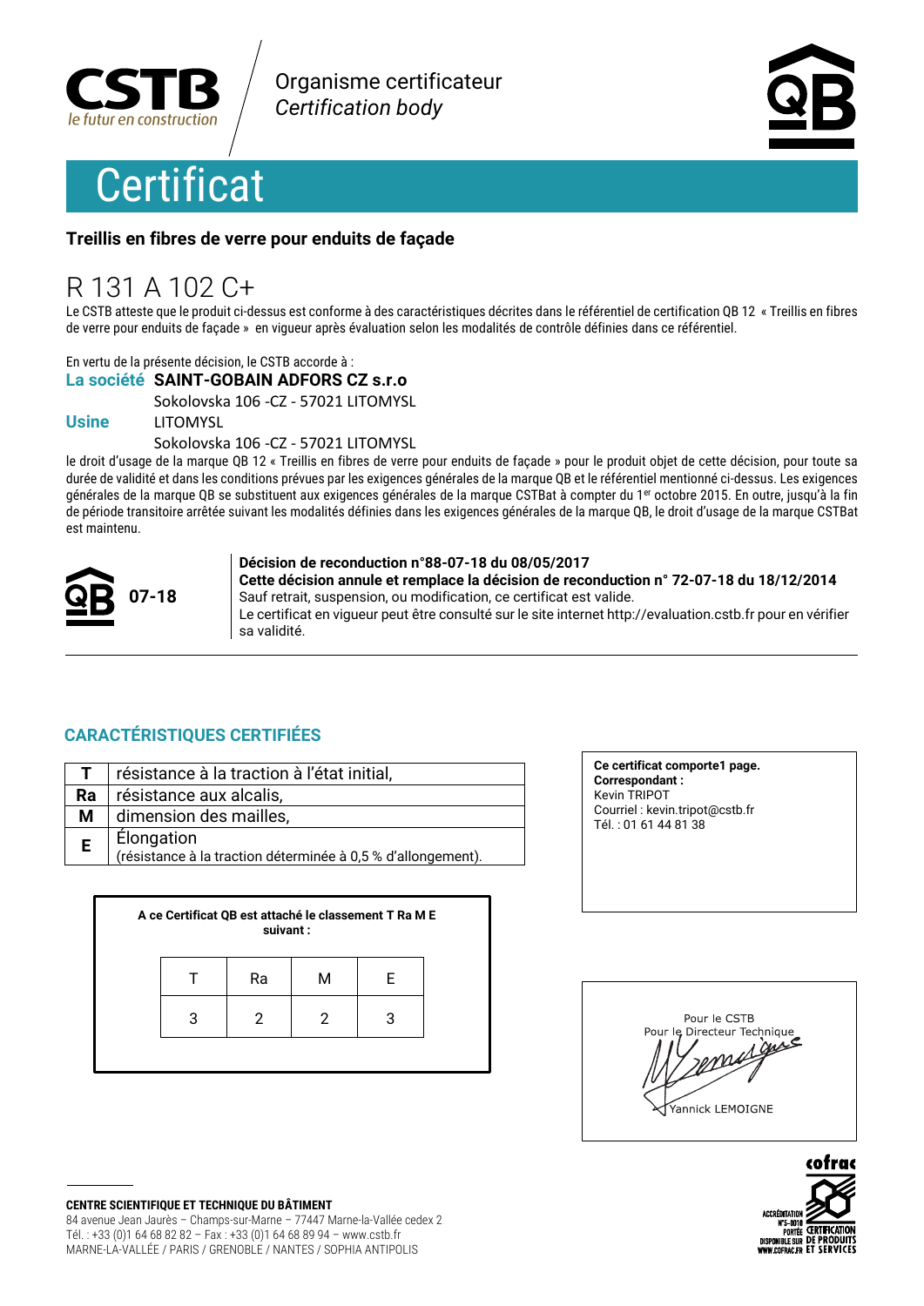CSTB
*le futur en construction*

Organisme certificateur
*Certification body*

# Certificat

**Treillis en fibres de verre pour enduits de façade**

## R 131 A 102 C+

Le CSTB atteste que le produit ci-dessus est conforme à des caractéristiques décrites dans le référentiel de certification QB 12 « Treillis en fibres de verre pour enduits de façade » en vigueur après évaluation selon les modalités de contrôle définies dans ce référentiel.

En vertu de la présente décision, le CSTB accorde à :

**La société** **SAINT-GOBAIN ADFORS CZ s.r.o**
Sokolovska 106 -CZ - 57021 LITOMYSL

**Usine** LITOMYSL
Sokolovska 106 -CZ - 57021 LITOMYSL

le droit d'usage de la marque QB 12 « Treillis en fibres de verre pour enduits de façade » pour le produit objet de cette décision, pour toute sa durée de validité et dans les conditions prévues par les exigences générales de la marque QB et le référentiel mentionné ci-dessus. Les exigences générales de la marque QB se substituent aux exigences générales de la marque CSTBat à compter du 1er octobre 2015. En outre, jusqu'à la fin de période transitoire arrêtée suivant les modalités définies dans les exigences générales de la marque QB, le droit d'usage de la marque CSTBat est maintenu.

**07-18**

**Décision de reconduction n°88-07-18 du 08/05/2017**
**Cette décision annule et remplace la décision de reconduction n° 72-07-18 du 18/12/2014**
Sauf retrait, suspension, ou modification, ce certificat est valide.
Le certificat en vigueur peut être consulté sur le site internet http://evaluation.cstb.fr pour en vérifier sa validité.

### CARACTÉRISTIQUES CERTIFIÉES

| | |
|---|---|
| **T** | résistance à la traction à l'état initial, |
| **Ra** | résistance aux alcalis, |
| **M** | dimension des mailles, |
| **E** | Élongation (résistance à la traction déterminée à 0,5 % d'allongement). |

**A ce Certificat QB est attaché le classement T Ra M E suivant :**

| T | Ra | M | E |
|---|---|---|---|
| 3 | 2 | 2 | 3 |

**Ce certificat comporte1 page.**
**Correspondant :**
Kevin TRIPOT
Courriel : kevin.tripot@cstb.fr
Tél. : 01 61 44 81 38

Pour le CSTB
Pour le Directeur Technique
Yannick LEMOIGNE

**CENTRE SCIENTIFIQUE ET TECHNIQUE DU BÂTIMENT**
84 avenue Jean Jaurès – Champs-sur-Marne – 77447 Marne-la-Vallée cedex 2
Tél. : +33 (0)1 64 68 82 82 – Fax : +33 (0)1 64 68 89 94 – www.cstb.fr
MARNE-LA-VALLÉE / PARIS / GRENOBLE / NANTES / SOPHIA ANTIPOLIS

cofrac
ACCRÉDITATION N°5-0010 PORTÉE DISPONIBLE SUR WWW.COFRAC.FR
CERTIFICATION DE PRODUITS ET SERVICES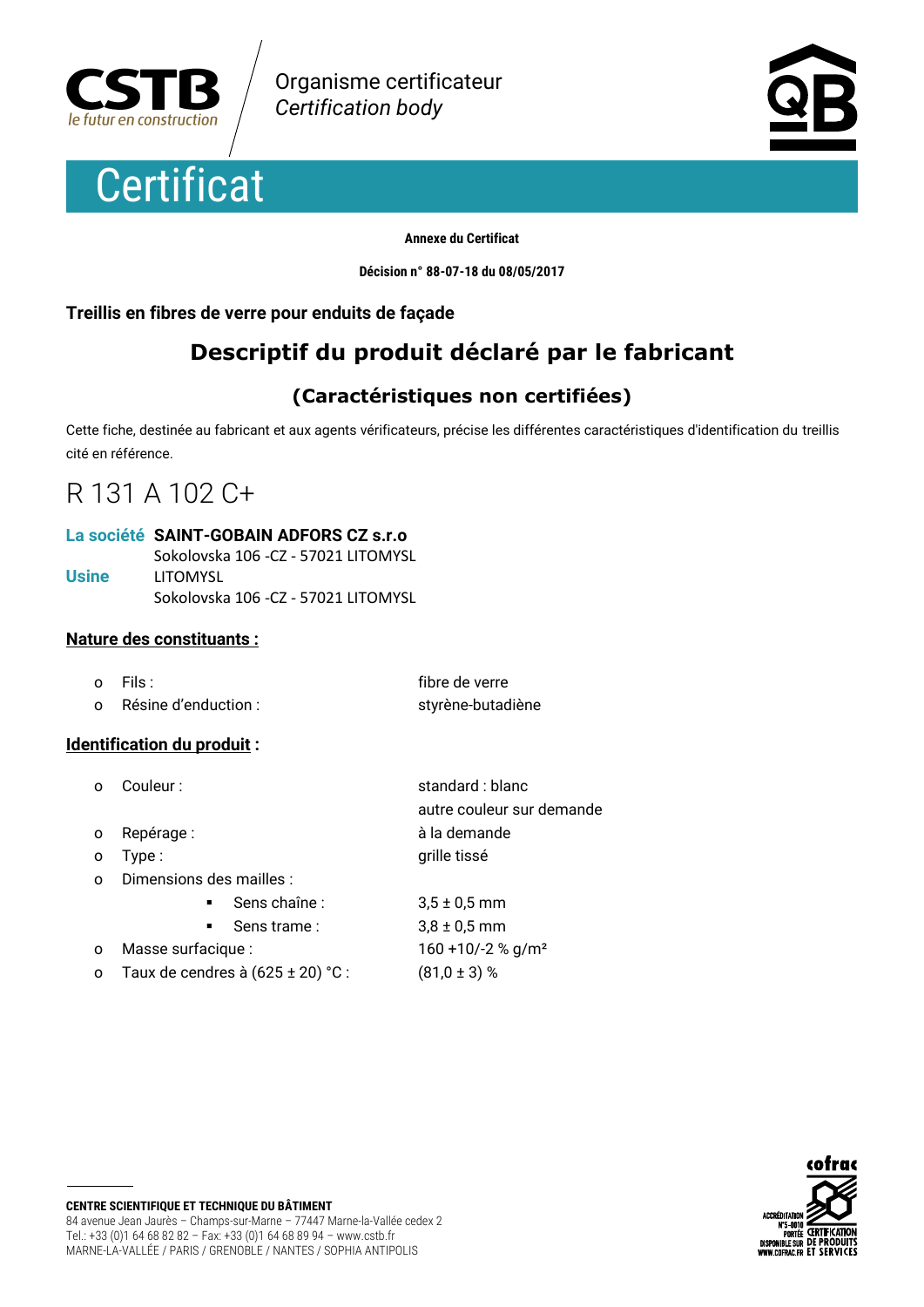# Certificat

Organisme certificateur
*Certification body*

**Annexe du Certificat**

**Décision n° 88-07-18 du 08/05/2017**

**Treillis en fibres de verre pour enduits de façade**

## Descriptif du produit déclaré par le fabricant

### (Caractéristiques non certifiées)

Cette fiche, destinée au fabricant et aux agents vérificateurs, précise les différentes caractéristiques d'identification du treillis cité en référence.

# R 131 A 102 C+

**La société** **SAINT-GOBAIN ADFORS CZ s.r.o**
Sokolovska 106 -CZ - 57021 LITOMYSL

**Usine** LITOMYSL
Sokolovska 106 -CZ - 57021 LITOMYSL

**Nature des constituants :**

- Fils : fibre de verre
- Résine d'enduction : styrène-butadiène

**Identification du produit :**

- Couleur : standard : blanc
  autre couleur sur demande
- Repérage : à la demande
- Type : grille tissé
- Dimensions des mailles :
  - Sens chaîne : 3,5 ± 0,5 mm
  - Sens trame : 3,8 ± 0,5 mm
- Masse surfacique : 160 +10/-2 % g/m²
- Taux de cendres à (625 ± 20) °C : (81,0 ± 3) %

**CENTRE SCIENTIFIQUE ET TECHNIQUE DU BÂTIMENT**
84 avenue Jean Jaurès – Champs-sur-Marne – 77447 Marne-la-Vallée cedex 2
Tel.: +33 (0)1 64 68 82 82 – Fax: +33 (0)1 64 68 89 94 – www.cstb.fr
MARNE-LA-VALLÉE / PARIS / GRENOBLE / NANTES / SOPHIA ANTIPOLIS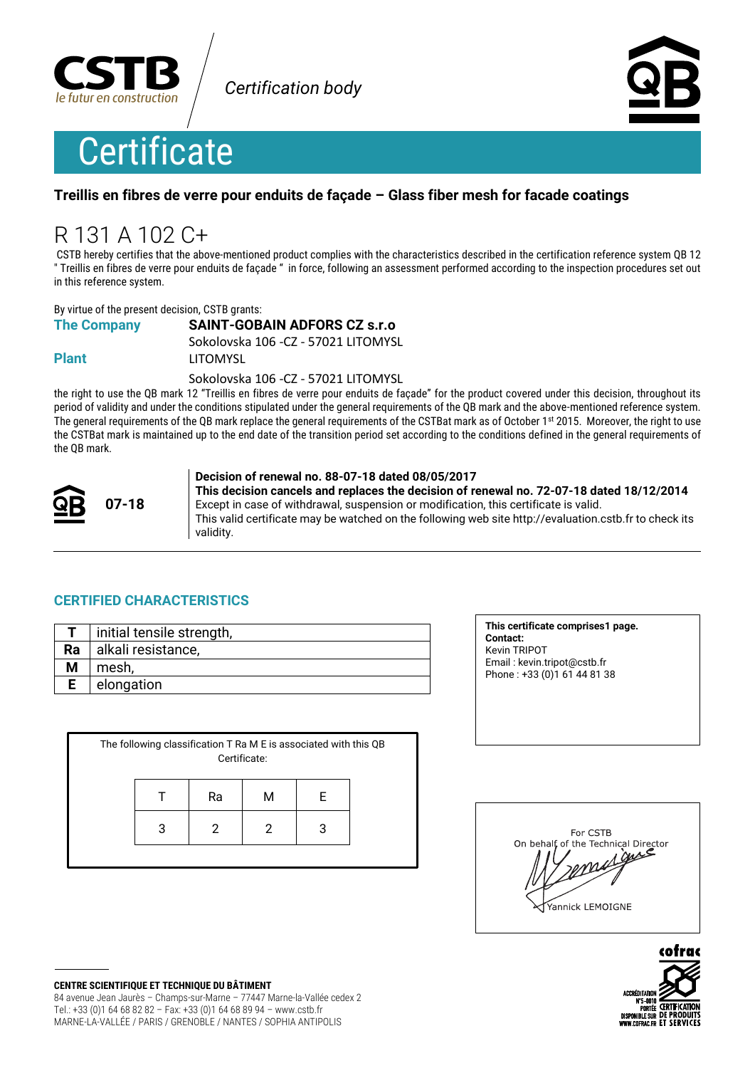Certification body

# Certificate

**Treillis en fibres de verre pour enduits de façade – Glass fiber mesh for facade coatings**

# R 131 A 102 C+

CSTB hereby certifies that the above-mentioned product complies with the characteristics described in the certification reference system QB 12 " Treillis en fibres de verre pour enduits de façade " in force, following an assessment performed according to the inspection procedures set out in this reference system.

By virtue of the present decision, CSTB grants:

**The Company** **SAINT-GOBAIN ADFORS CZ s.r.o**
Sokolovska 106 -CZ - 57021 LITOMYSL

**Plant** LITOMYSL
Sokolovska 106 -CZ - 57021 LITOMYSL

the right to use the QB mark 12 "Treillis en fibres de verre pour enduits de façade" for the product covered under this decision, throughout its period of validity and under the conditions stipulated under the general requirements of the QB mark and the above-mentioned reference system. The general requirements of the QB mark replace the general requirements of the CSTBat mark as of October 1st 2015. Moreover, the right to use the CSTBat mark is maintained up to the end date of the transition period set according to the conditions defined in the general requirements of the QB mark.

**07-18**

**Decision of renewal no. 88-07-18 dated 08/05/2017**
**This decision cancels and replaces the decision of renewal no. 72-07-18 dated 18/12/2014**
Except in case of withdrawal, suspension or modification, this certificate is valid.
This valid certificate may be watched on the following web site http://evaluation.cstb.fr to check its validity.

## CERTIFIED CHARACTERISTICS

| | |
|---|---|
| **T** | initial tensile strength, |
| **Ra** | alkali resistance, |
| **M** | mesh, |
| **E** | elongation |

The following classification T Ra M E is associated with this QB Certificate:

| T | Ra | M | E |
|---|---|---|---|
| 3 | 2 | 2 | 3 |

**This certificate comprises1 page.**
**Contact:**
Kevin TRIPOT
Email : kevin.tripot@cstb.fr
Phone : +33 (0)1 61 44 81 38

For CSTB
On behalf of the Technical Director
Yannick LEMOIGNE

**CENTRE SCIENTIFIQUE ET TECHNIQUE DU BÂTIMENT**
84 avenue Jean Jaurès – Champs-sur-Marne – 77447 Marne-la-Vallée cedex 2
Tel.: +33 (0)1 64 68 82 82 – Fax: +33 (0)1 64 68 89 94 – www.cstb.fr
MARNE-LA-VALLÉE / PARIS / GRENOBLE / NANTES / SOPHIA ANTIPOLIS

cofrac ACCRÉDITATION N°5-0010 PORTÉE DISPONIBLE SUR WWW.COFRAC.FR CERTIFICATION DE PRODUITS ET SERVICES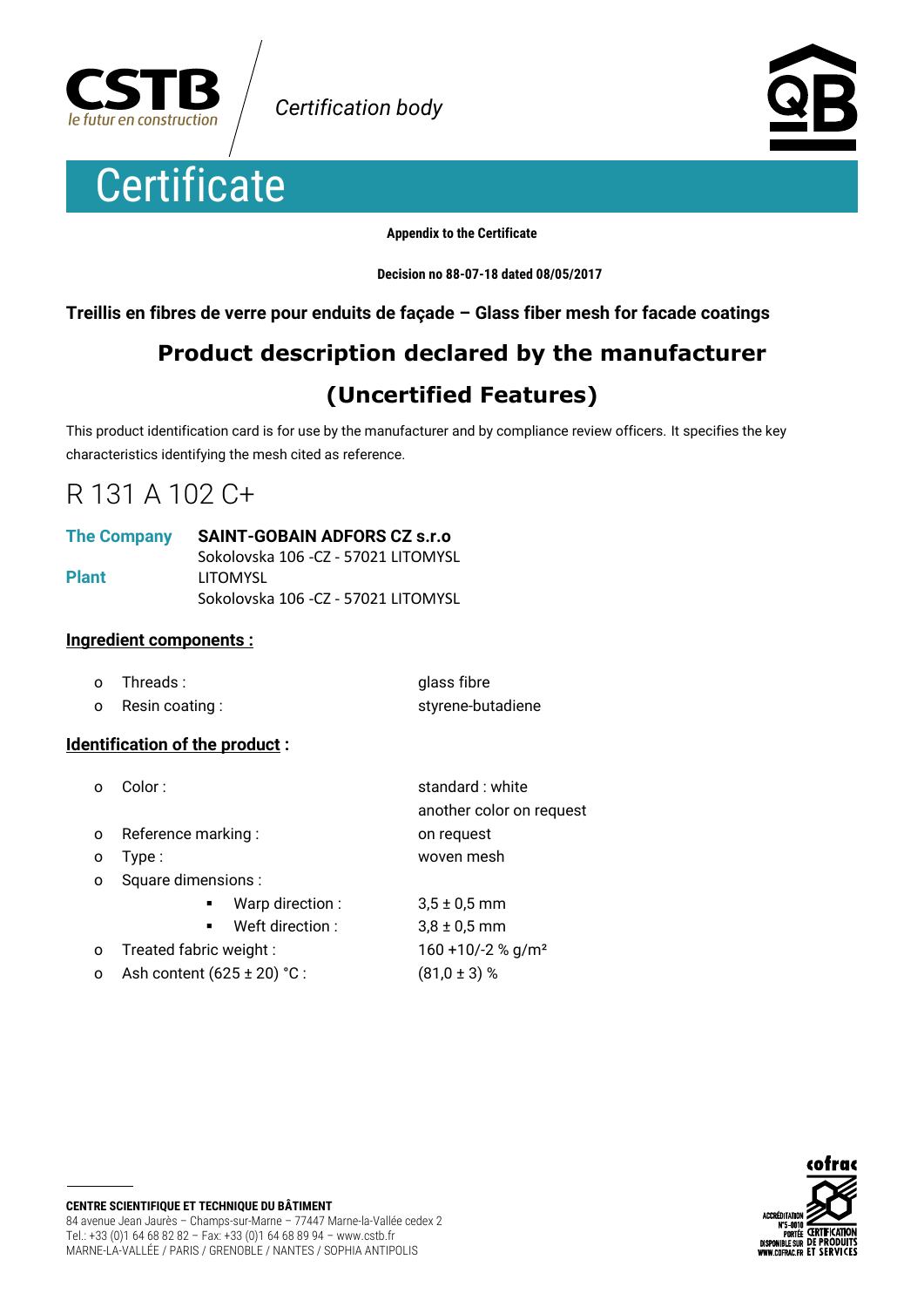Certification body

# Certificate

**Appendix to the Certificate**

**Decision no 88-07-18 dated 08/05/2017**

**Treillis en fibres de verre pour enduits de façade – Glass fiber mesh for facade coatings**

## Product description declared by the manufacturer

## (Uncertified Features)

This product identification card is for use by the manufacturer and by compliance review officers. It specifies the key characteristics identifying the mesh cited as reference.

# R 131 A 102 C+

**The Company** **SAINT-GOBAIN ADFORS CZ s.r.o**
Sokolovska 106 -CZ - 57021 LITOMYSL

**Plant** LITOMYSL
Sokolovska 106 -CZ - 57021 LITOMYSL

**Ingredient components :**

- Threads : glass fibre
- Resin coating : styrene-butadiene

**Identification of the product :**

- Color : standard : white
  another color on request
- Reference marking : on request
- Type : woven mesh
- Square dimensions :
  - Warp direction : 3,5 ± 0,5 mm
  - Weft direction : 3,8 ± 0,5 mm
- Treated fabric weight : 160 +10/-2 % g/m²
- Ash content (625 ± 20) °C : (81,0 ± 3) %

**CENTRE SCIENTIFIQUE ET TECHNIQUE DU BÂTIMENT**
84 avenue Jean Jaurès – Champs-sur-Marne – 77447 Marne-la-Vallée cedex 2
Tel.: +33 (0)1 64 68 82 82 – Fax: +33 (0)1 64 68 89 94 – www.cstb.fr
MARNE-LA-VALLÉE / PARIS / GRENOBLE / NANTES / SOPHIA ANTIPOLIS